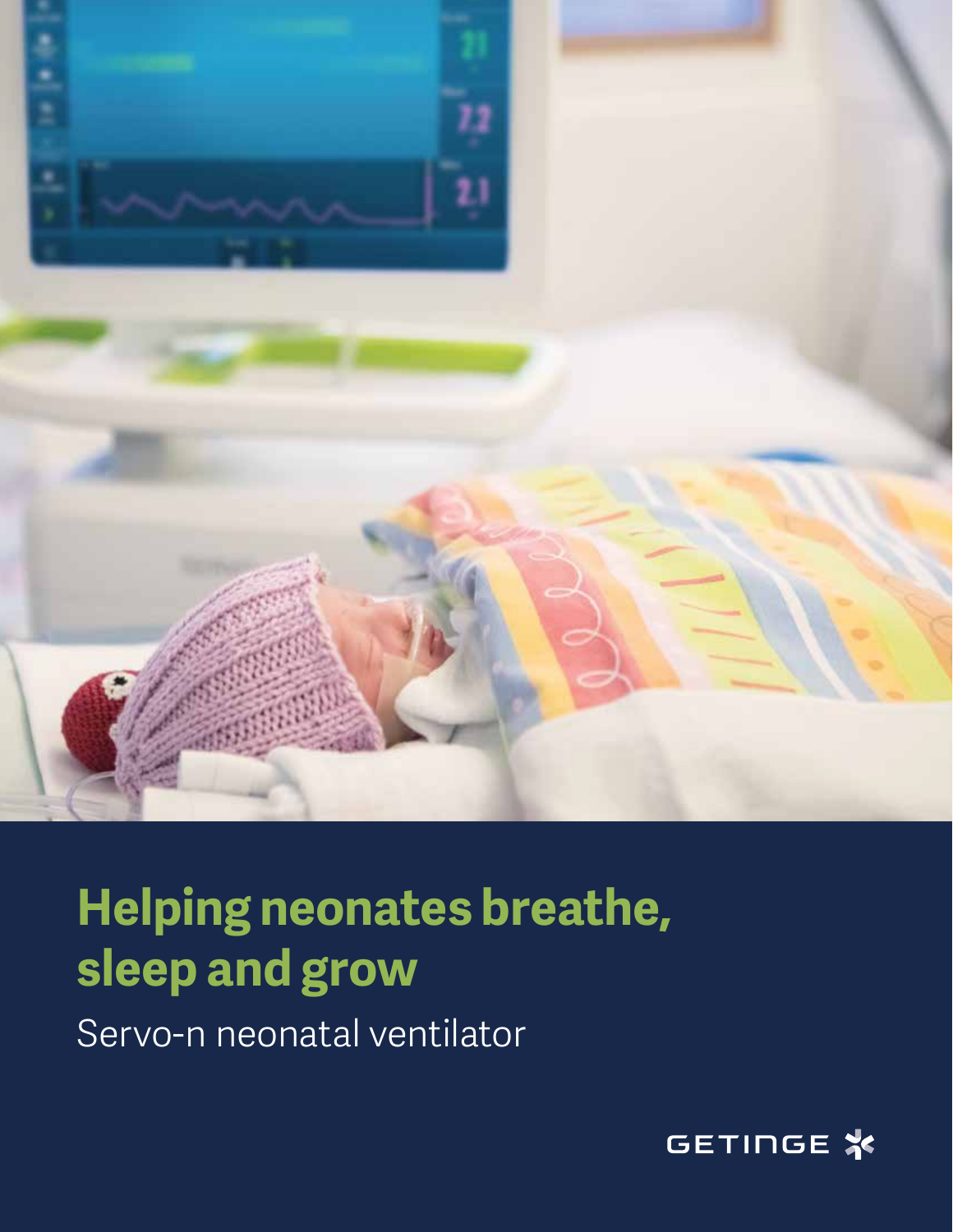# Helping neonates breathe, sleep and grow

Servo-n neonatal ventilator

GETINGE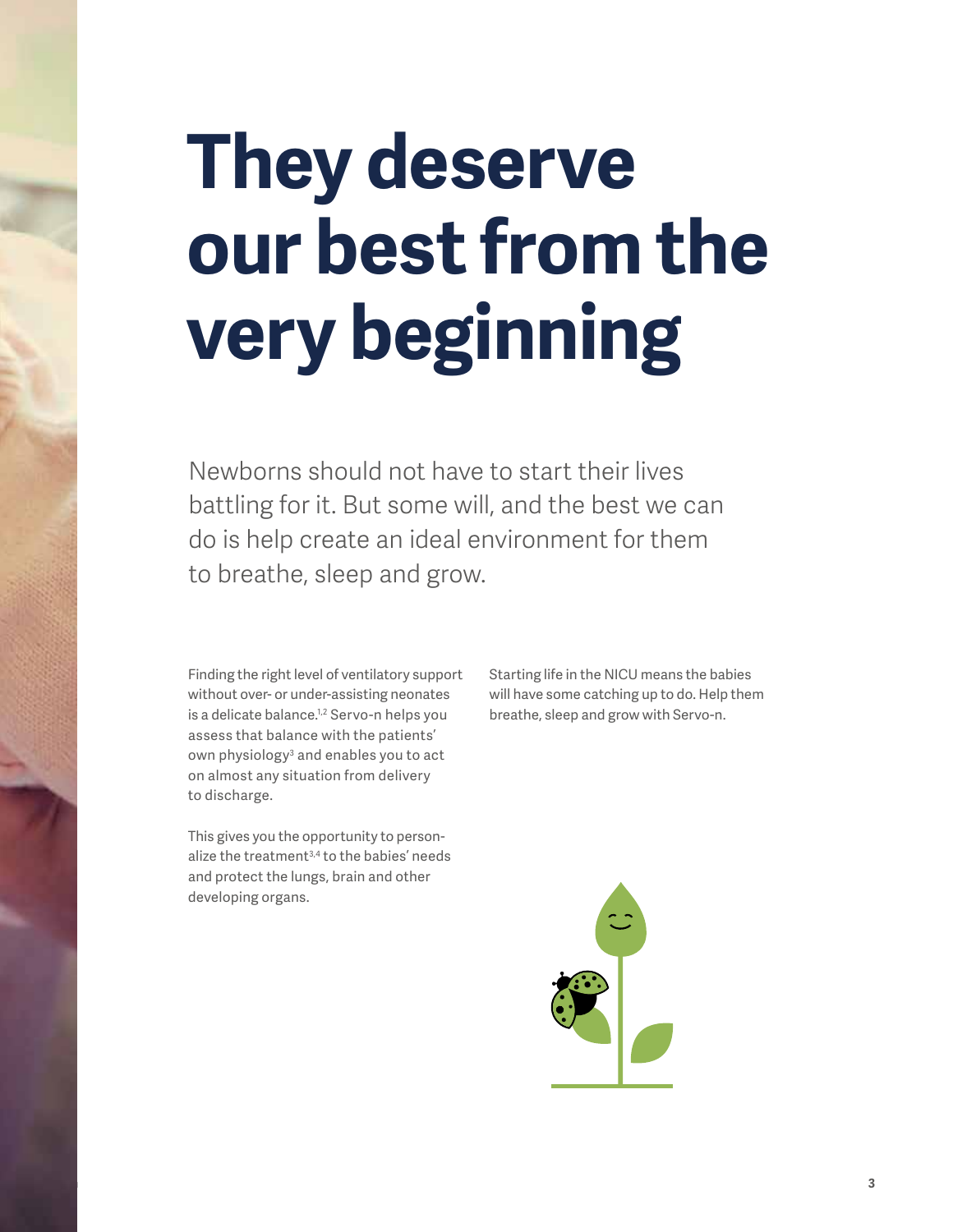# They deserve our best from the very beginning

Newborns should not have to start their lives battling for it. But some will, and the best we can do is help create an ideal environment for them to breathe, sleep and grow.

Finding the right level of ventilatory support without over- or under-assisting neonates is a delicate balance.[1,2] Servo-n helps you assess that balance with the patients' own physiology[3] and enables you to act on almost any situation from delivery to discharge.

This gives you the opportunity to personalize the treatment[3,4] to the babies' needs and protect the lungs, brain and other developing organs.

Starting life in the NICU means the babies will have some catching up to do. Help them breathe, sleep and grow with Servo-n.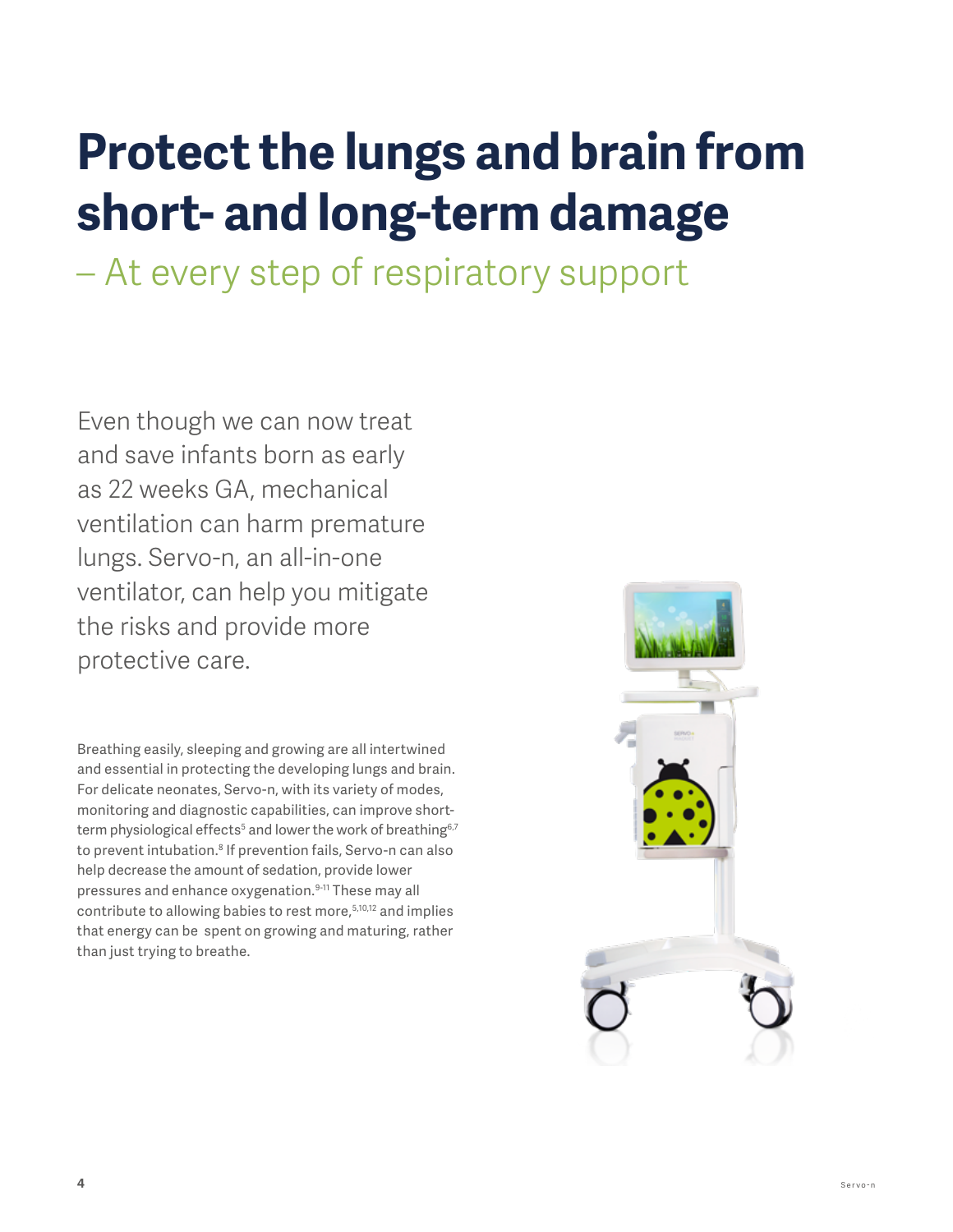# Protect the lungs and brain from short- and long-term damage

## – At every step of respiratory support

Even though we can now treat and save infants born as early as 22 weeks GA, mechanical ventilation can harm premature lungs. Servo-n, an all-in-one ventilator, can help you mitigate the risks and provide more protective care.

Breathing easily, sleeping and growing are all intertwined and essential in protecting the developing lungs and brain. For delicate neonates, Servo-n, with its variety of modes, monitoring and diagnostic capabilities, can improve short-term physiological effects[5] and lower the work of breathing[6,7] to prevent intubation.[8] If prevention fails, Servo-n can also help decrease the amount of sedation, provide lower pressures and enhance oxygenation.[9-11] These may all contribute to allowing babies to rest more,[5,10,12] and implies that energy can be spent on growing and maturing, rather than just trying to breathe.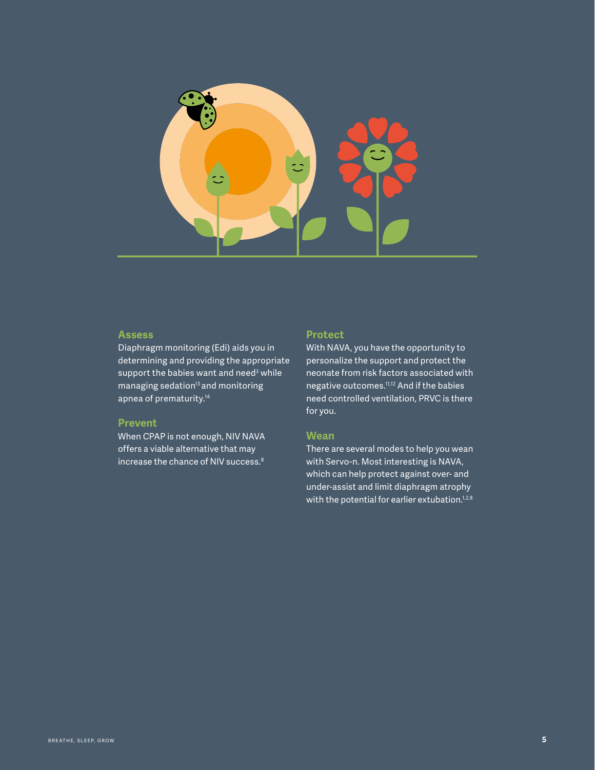## Assess

Diaphragm monitoring (Edi) aids you in determining and providing the appropriate support the babies want and need[3] while managing sedation[13] and monitoring apnea of prematurity.[14]

## Prevent

When CPAP is not enough, NIV NAVA offers a viable alternative that may increase the chance of NIV success.[8]

## Protect

With NAVA, you have the opportunity to personalize the support and protect the neonate from risk factors associated with negative outcomes.[11,12] And if the babies need controlled ventilation, PRVC is there for you.

## Wean

There are several modes to help you wean with Servo-n. Most interesting is NAVA, which can help protect against over- and under-assist and limit diaphragm atrophy with the potential for earlier extubation.[1,2,8]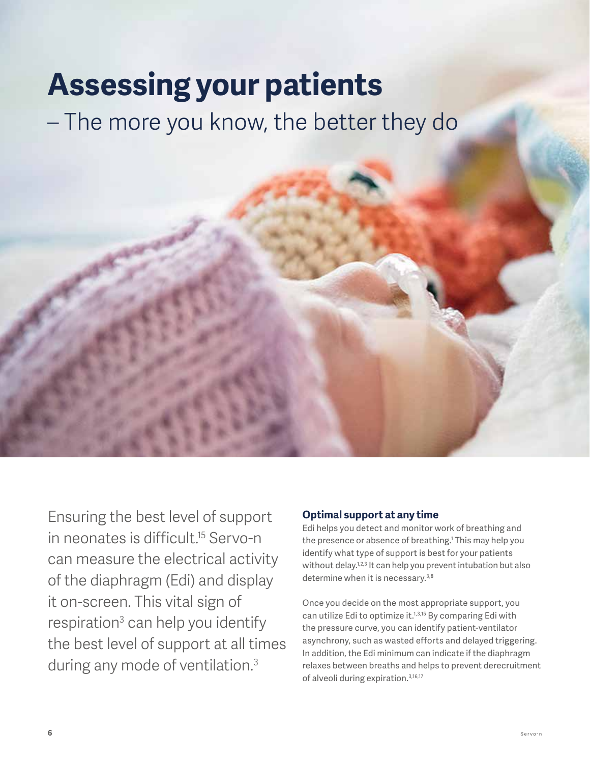# Assessing your patients

## – The more you know, the better they do

Ensuring the best level of support in neonates is difficult.[15] Servo-n can measure the electrical activity of the diaphragm (Edi) and display it on-screen. This vital sign of respiration[3] can help you identify the best level of support at all times during any mode of ventilation.[3]

### Optimal support at any time

Edi helps you detect and monitor work of breathing and the presence or absence of breathing.[1] This may help you identify what type of support is best for your patients without delay.[1,2,3] It can help you prevent intubation but also determine when it is necessary.[3,8]

Once you decide on the most appropriate support, you can utilize Edi to optimize it.[1,3,15] By comparing Edi with the pressure curve, you can identify patient-ventilator asynchrony, such as wasted efforts and delayed triggering. In addition, the Edi minimum can indicate if the diaphragm relaxes between breaths and helps to prevent derecruitment of alveoli during expiration.[3,16,17]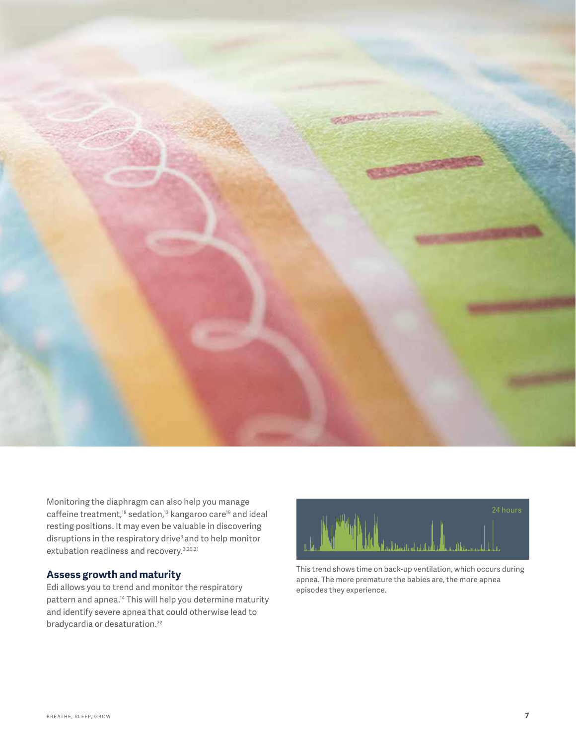Monitoring the diaphragm can also help you manage caffeine treatment,[18] sedation,[13] kangaroo care[19] and ideal resting positions. It may even be valuable in discovering disruptions in the respiratory drive[3] and to help monitor extubation readiness and recovery.[3,20,21]

## Assess growth and maturity

Edi allows you to trend and monitor the respiratory pattern and apnea.[14] This will help you determine maturity and identify severe apnea that could otherwise lead to bradycardia or desaturation.[22]

24 hours

This trend shows time on back-up ventilation, which occurs during apnea. The more premature the babies are, the more apnea episodes they experience.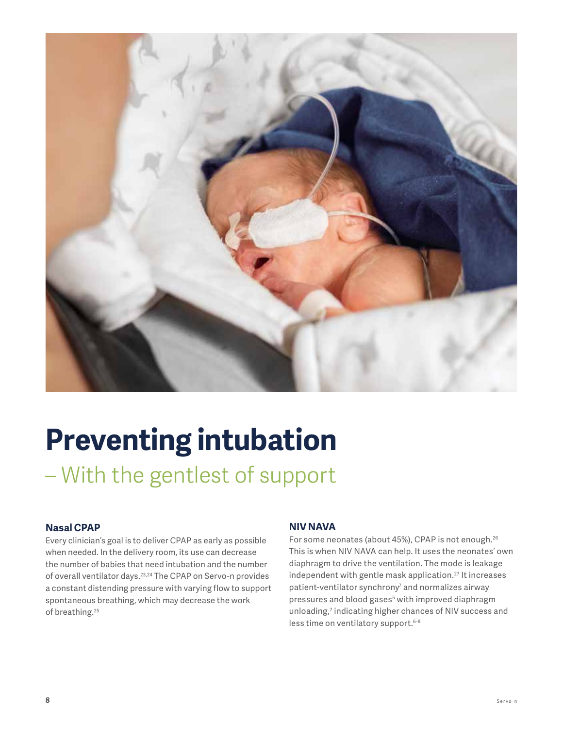# Preventing intubation

## – With the gentlest of support

### Nasal CPAP

Every clinician's goal is to deliver CPAP as early as possible when needed. In the delivery room, its use can decrease the number of babies that need intubation and the number of overall ventilator days.[23,24] The CPAP on Servo-n provides a constant distending pressure with varying flow to support spontaneous breathing, which may decrease the work of breathing.[25]

### NIV NAVA

For some neonates (about 45%), CPAP is not enough.[26] This is when NIV NAVA can help. It uses the neonates' own diaphragm to drive the ventilation. The mode is leakage independent with gentle mask application.[27] It increases patient-ventilator synchrony[7] and normalizes airway pressures and blood gases[5] with improved diaphragm unloading,[7] indicating higher chances of NIV success and less time on ventilatory support.[6-8]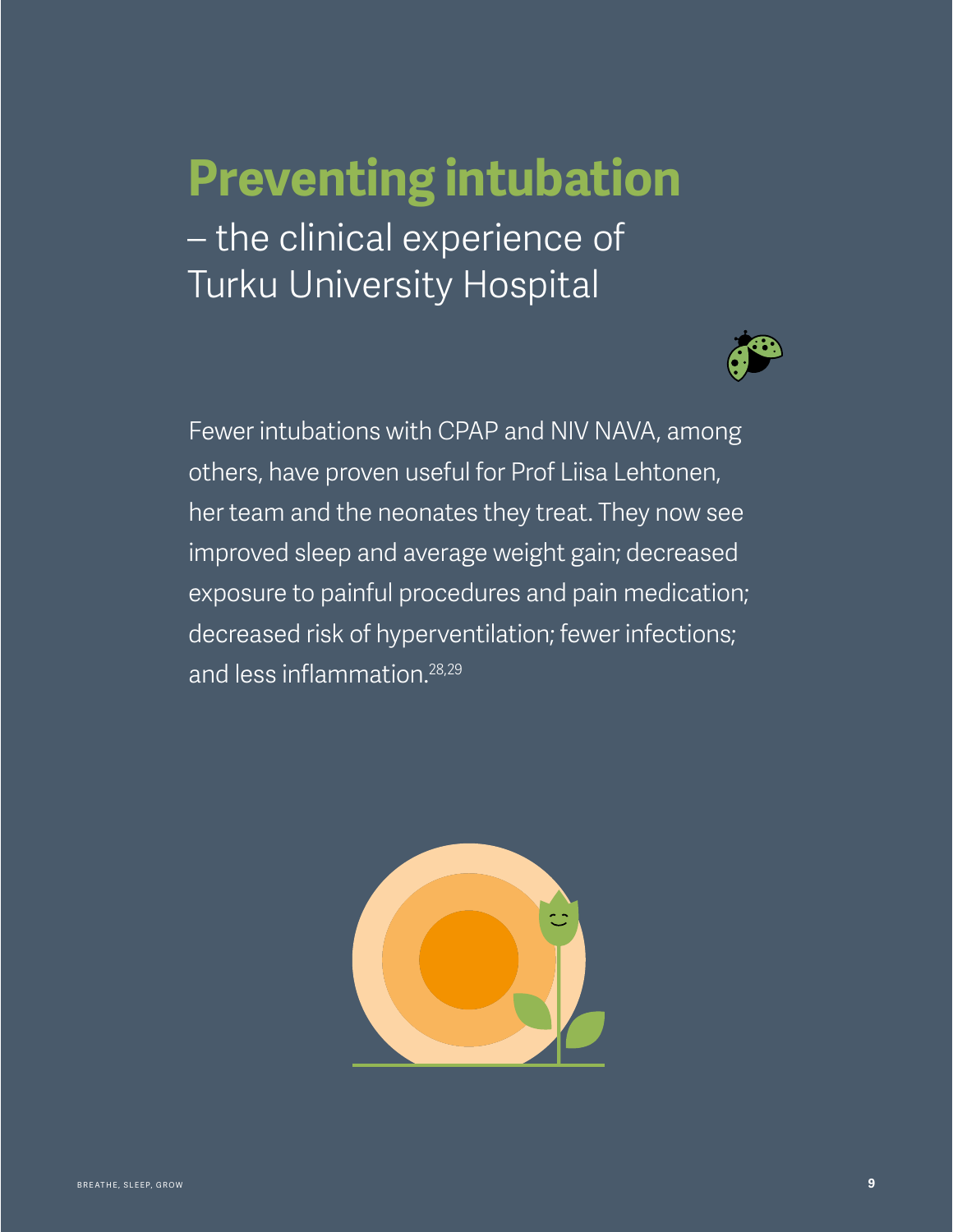# Preventing intubation

– the clinical experience of Turku University Hospital

Fewer intubations with CPAP and NIV NAVA, among others, have proven useful for Prof Liisa Lehtonen, her team and the neonates they treat. They now see improved sleep and average weight gain; decreased exposure to painful procedures and pain medication; decreased risk of hyperventilation; fewer infections; and less inflammation.[28,29]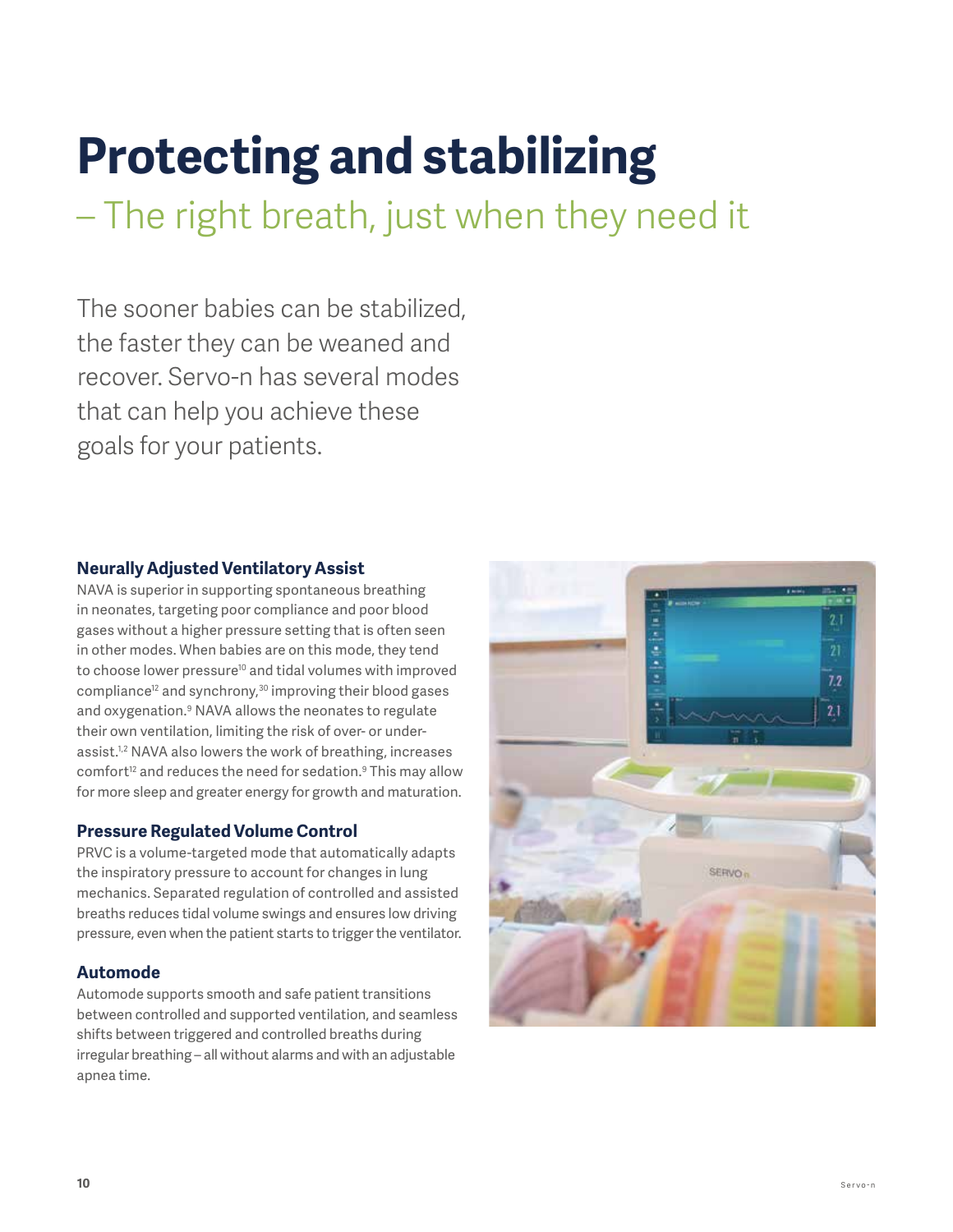# Protecting and stabilizing

## – The right breath, just when they need it

The sooner babies can be stabilized, the faster they can be weaned and recover. Servo-n has several modes that can help you achieve these goals for your patients.

### Neurally Adjusted Ventilatory Assist

NAVA is superior in supporting spontaneous breathing in neonates, targeting poor compliance and poor blood gases without a higher pressure setting that is often seen in other modes. When babies are on this mode, they tend to choose lower pressure[10] and tidal volumes with improved compliance[12] and synchrony,[30] improving their blood gases and oxygenation.[9] NAVA allows the neonates to regulate their own ventilation, limiting the risk of over- or under-assist.[1,2] NAVA also lowers the work of breathing, increases comfort[12] and reduces the need for sedation.[9] This may allow for more sleep and greater energy for growth and maturation.

### Pressure Regulated Volume Control

PRVC is a volume-targeted mode that automatically adapts the inspiratory pressure to account for changes in lung mechanics. Separated regulation of controlled and assisted breaths reduces tidal volume swings and ensures low driving pressure, even when the patient starts to trigger the ventilator.

### Automode

Automode supports smooth and safe patient transitions between controlled and supported ventilation, and seamless shifts between triggered and controlled breaths during irregular breathing – all without alarms and with an adjustable apnea time.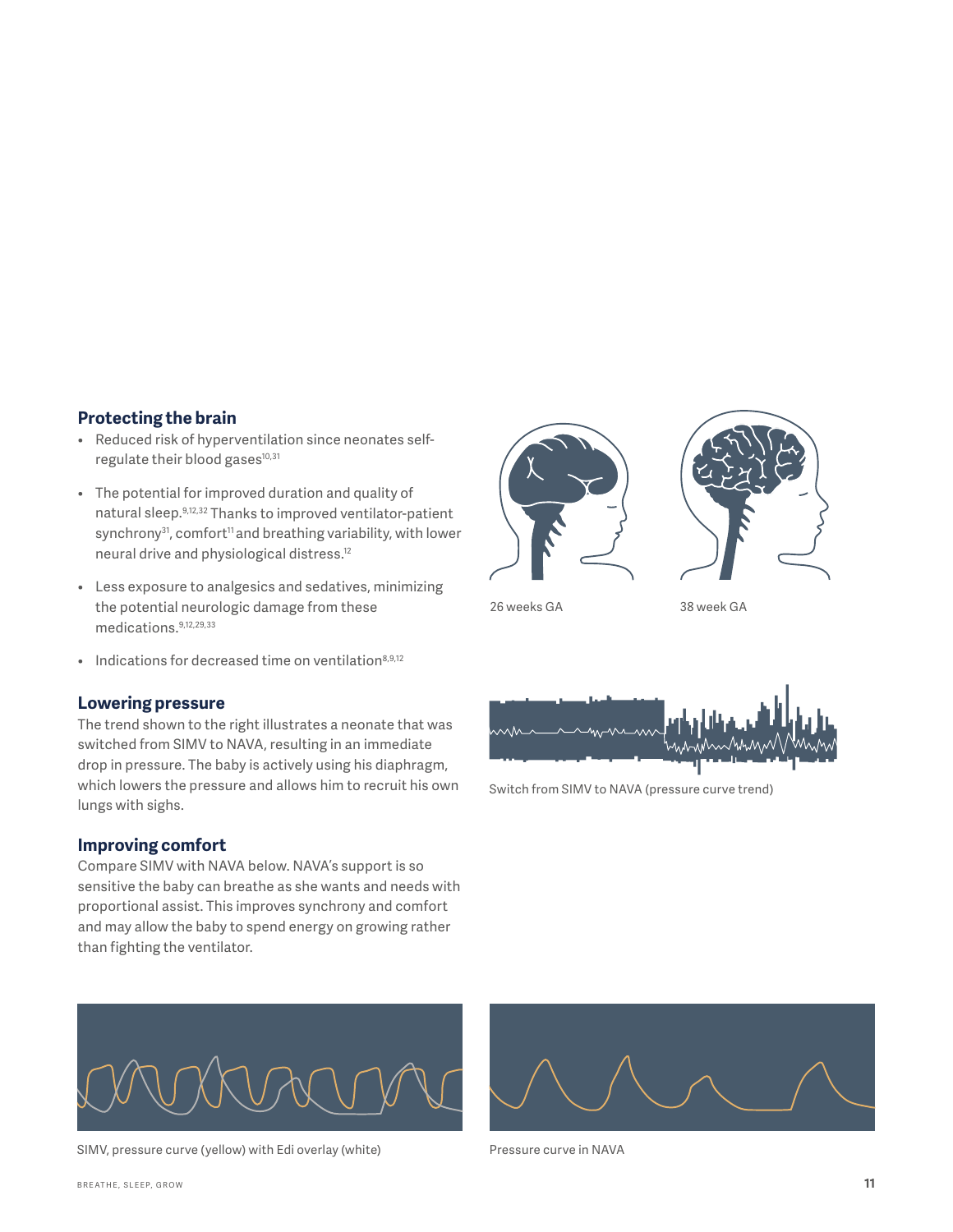## Protecting the brain

- Reduced risk of hyperventilation since neonates self-regulate their blood gases[10,31]
- The potential for improved duration and quality of natural sleep.[9,12,32] Thanks to improved ventilator-patient synchrony[31], comfort[11] and breathing variability, with lower neural drive and physiological distress.[12]
- Less exposure to analgesics and sedatives, minimizing the potential neurologic damage from these medications.[9,12,29,33]
- Indications for decreased time on ventilation[8,9,12]

26 weeks GA

38 week GA

## Lowering pressure

The trend shown to the right illustrates a neonate that was switched from SIMV to NAVA, resulting in an immediate drop in pressure. The baby is actively using his diaphragm, which lowers the pressure and allows him to recruit his own lungs with sighs.

Switch from SIMV to NAVA (pressure curve trend)

## Improving comfort

Compare SIMV with NAVA below. NAVA's support is so sensitive the baby can breathe as she wants and needs with proportional assist. This improves synchrony and comfort and may allow the baby to spend energy on growing rather than fighting the ventilator.

SIMV, pressure curve (yellow) with Edi overlay (white)

Pressure curve in NAVA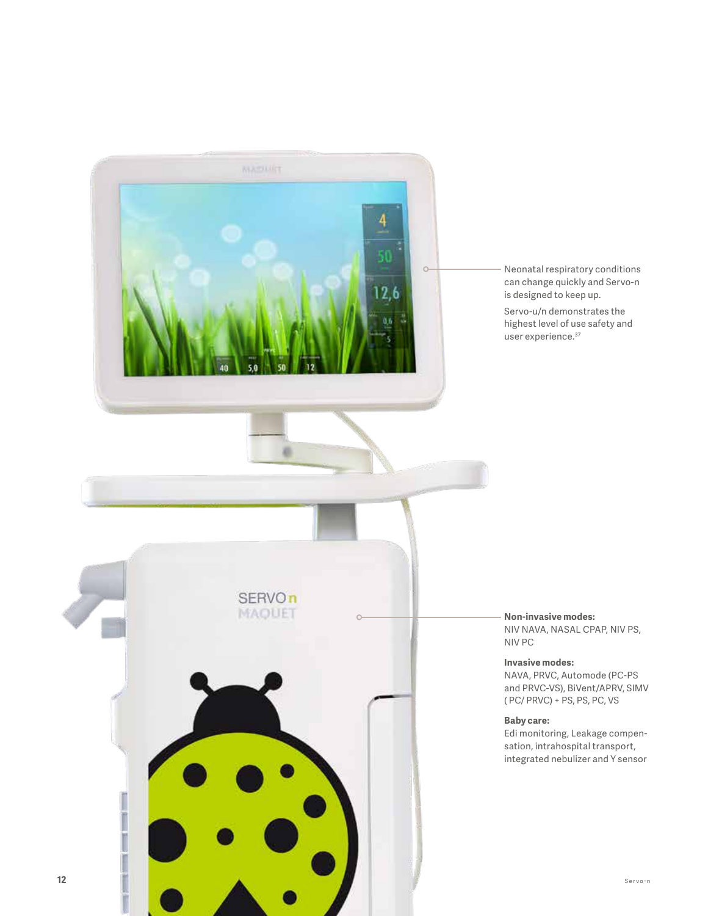Neonatal respiratory conditions can change quickly and Servo-n is designed to keep up.

Servo-u/n demonstrates the highest level of use safety and user experience.[37]

**Non-invasive modes:**
NIV NAVA, NASAL CPAP, NIV PS, NIV PC

**Invasive modes:**
NAVA, PRVC, Automode (PC-PS and PRVC-VS), BiVent/APRV, SIMV ( PC/ PRVC) + PS, PS, PC, VS

**Baby care:**
Edi monitoring, Leakage compensation, intrahospital transport, integrated nebulizer and Y sensor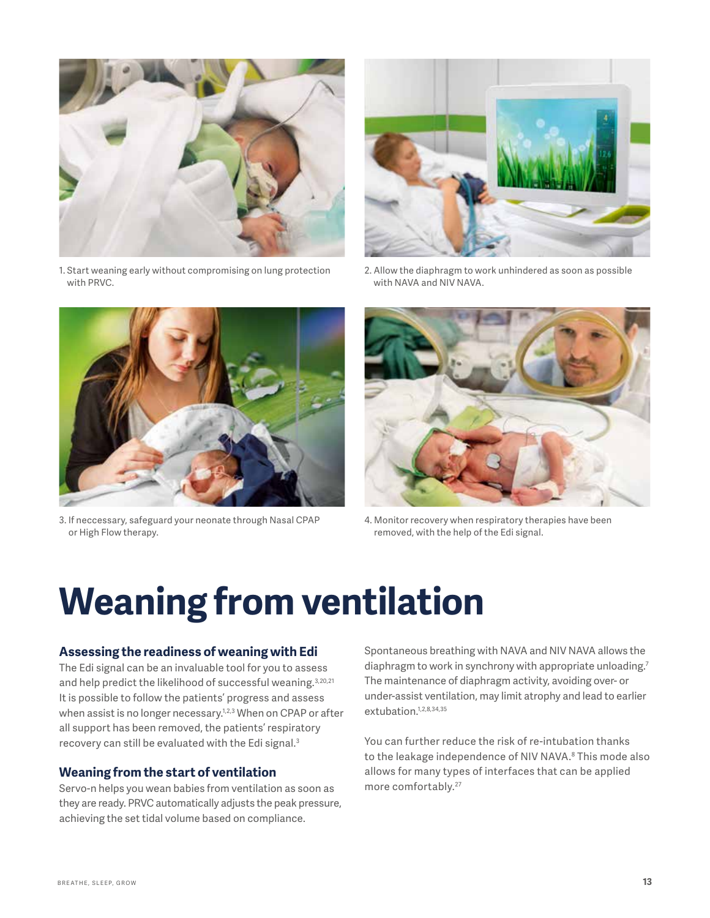1. Start weaning early without compromising on lung protection with PRVC.

2. Allow the diaphragm to work unhindered as soon as possible with NAVA and NIV NAVA.

3. If neccessary, safeguard your neonate through Nasal CPAP or High Flow therapy.

4. Monitor recovery when respiratory therapies have been removed, with the help of the Edi signal.

# Weaning from ventilation

### Assessing the readiness of weaning with Edi

The Edi signal can be an invaluable tool for you to assess and help predict the likelihood of successful weaning.[3,20,21] It is possible to follow the patients' progress and assess when assist is no longer necessary.[1,2,3] When on CPAP or after all support has been removed, the patients' respiratory recovery can still be evaluated with the Edi signal.[3]

### Weaning from the start of ventilation

Servo-n helps you wean babies from ventilation as soon as they are ready. PRVC automatically adjusts the peak pressure, achieving the set tidal volume based on compliance.

Spontaneous breathing with NAVA and NIV NAVA allows the diaphragm to work in synchrony with appropriate unloading.[7] The maintenance of diaphragm activity, avoiding over- or under-assist ventilation, may limit atrophy and lead to earlier extubation.[1,2,8,34,35]

You can further reduce the risk of re-intubation thanks to the leakage independence of NIV NAVA.[8] This mode also allows for many types of interfaces that can be applied more comfortably.[27]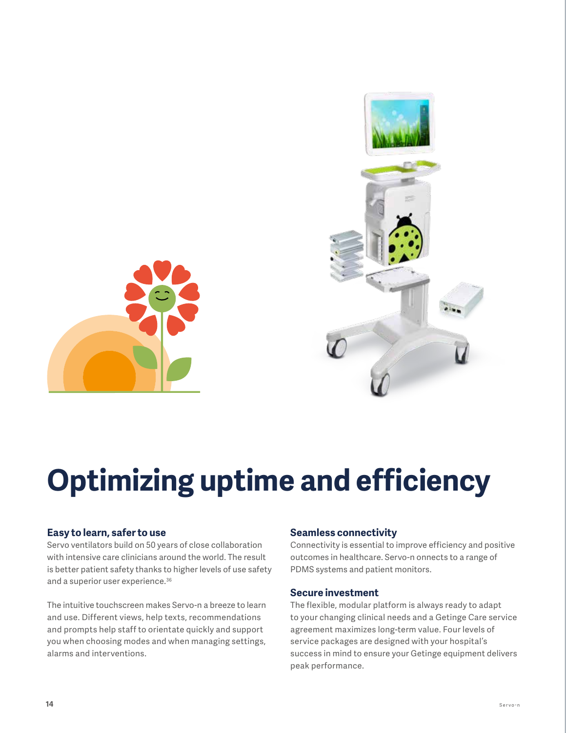# Optimizing uptime and efficiency

### Easy to learn, safer to use

Servo ventilators build on 50 years of close collaboration with intensive care clinicians around the world. The result is better patient safety thanks to higher levels of use safety and a superior user experience.[36]

The intuitive touchscreen makes Servo-n a breeze to learn and use. Different views, help texts, recommendations and prompts help staff to orientate quickly and support you when choosing modes and when managing settings, alarms and interventions.

### Seamless connectivity

Connectivity is essential to improve efficiency and positive outcomes in healthcare. Servo-n onnects to a range of PDMS systems and patient monitors.

### Secure investment

The flexible, modular platform is always ready to adapt to your changing clinical needs and a Getinge Care service agreement maximizes long-term value. Four levels of service packages are designed with your hospital's success in mind to ensure your Getinge equipment delivers peak performance.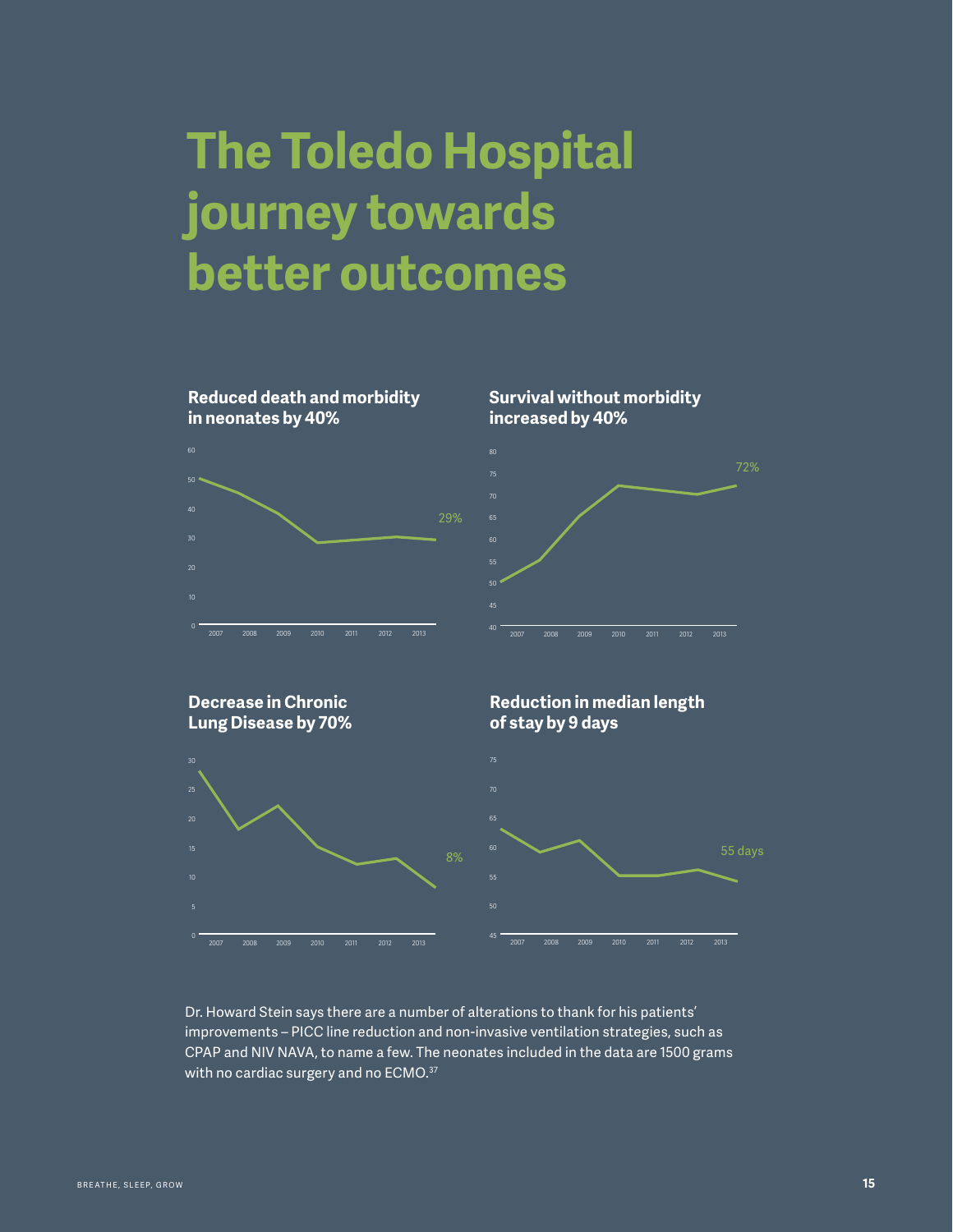# The Toledo Hospital journey towards better outcomes

### Reduced death and morbidity in neonates by 40%

29%

### Survival without morbidity increased by 40%

72%

### Decrease in Chronic Lung Disease by 70%

8%

### Reduction in median length of stay by 9 days

55 days

Dr. Howard Stein says there are a number of alterations to thank for his patients' improvements – PICC line reduction and non-invasive ventilation strategies, such as CPAP and NIV NAVA, to name a few. The neonates included in the data are 1500 grams with no cardiac surgery and no ECMO.[37]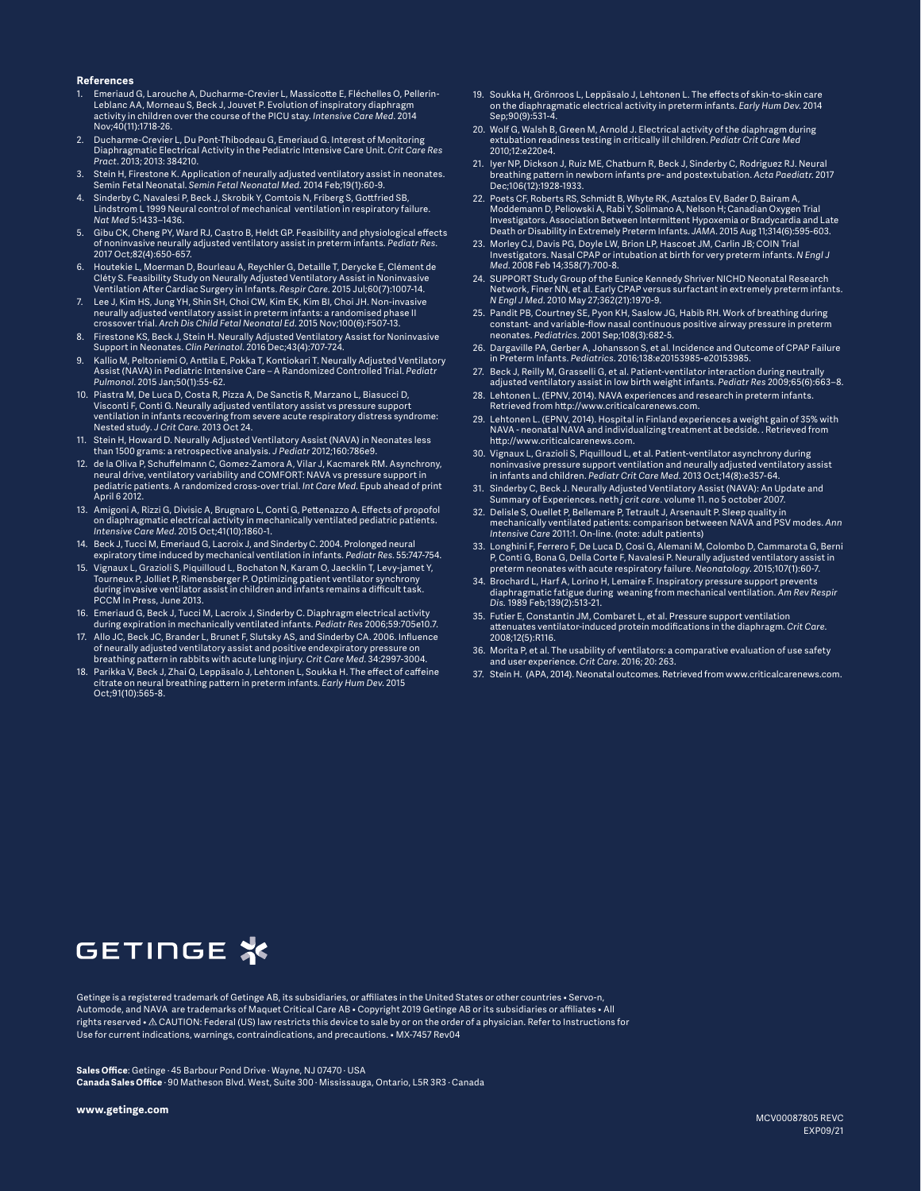## References

1. Emeriaud G, Larouche A, Ducharme-Crevier L, Massicotte E, Fléchelles O, Pellerin-Leblanc AA, Morneau S, Beck J, Jouvet P. Evolution of inspiratory diaphragm activity in children over the course of the PICU stay. *Intensive Care Med*. 2014 Nov;40(11):1718-26.
2. Ducharme-Crevier L, Du Pont-Thibodeau G, Emeriaud G. Interest of Monitoring Diaphragmatic Electrical Activity in the Pediatric Intensive Care Unit. *Crit Care Res Pract*. 2013; 2013: 384210.
3. Stein H, Firestone K. Application of neurally adjusted ventilatory assist in neonates. Semin Fetal Neonatal. *Semin Fetal Neonatal Med*. 2014 Feb;19(1):60-9.
4. Sinderby C, Navalesi P, Beck J, Skrobik Y, Comtois N, Friberg S, Gottfried SB, Lindstrom L 1999 Neural control of mechanical ventilation in respiratory failure. *Nat Med* 5:1433–1436.
5. Gibu CK, Cheng PY, Ward RJ, Castro B, Heldt GP. Feasibility and physiological effects of noninvasive neurally adjusted ventilatory assist in preterm infants. *Pediatr Res*. 2017 Oct;82(4):650-657.
6. Houtekie L, Moerman D, Bourleau A, Reychler G, Detaille T, Derycke E, Clément de Cléty S. Feasibility Study on Neurally Adjusted Ventilatory Assist in Noninvasive Ventilation After Cardiac Surgery in Infants. *Respir Care*. 2015 Jul;60(7):1007-14.
7. Lee J, Kim HS, Jung YH, Shin SH, Choi CW, Kim EK, Kim BI, Choi JH. Non-invasive neurally adjusted ventilatory assist in preterm infants: a randomised phase II crossover trial. *Arch Dis Child Fetal Neonatal Ed*. 2015 Nov;100(6):F507-13.
8. Firestone KS, Beck J, Stein H. Neurally Adjusted Ventilatory Assist for Noninvasive Support in Neonates. *Clin Perinatol*. 2016 Dec;43(4):707-724.
9. Kallio M, Peltoniemi O, Anttila E, Pokka T, Kontiokari T. Neurally Adjusted Ventilatory Assist (NAVA) in Pediatric Intensive Care – A Randomized Controlled Trial. *Pediatr Pulmonol*. 2015 Jan;50(1):55-62.
10. Piastra M, De Luca D, Costa R, Pizza A, De Sanctis R, Marzano L, Biasucci D, Visconti F, Conti G. Neurally adjusted ventilatory assist vs pressure support ventilation in infants recovering from severe acute respiratory distress syndrome: Nested study. *J Crit Care*. 2013 Oct 24.
11. Stein H, Howard D. Neurally Adjusted Ventilatory Assist (NAVA) in Neonates less than 1500 grams: a retrospective analysis. *J Pediatr* 2012;160:786e9.
12. de la Oliva P, Schuffelmann C, Gomez-Zamora A, Vilar J, Kacmarek RM. Asynchrony, neural drive, ventilatory variability and COMFORT: NAVA vs pressure support in pediatric patients. A randomized cross-over trial. *Int Care Med*. Epub ahead of print April 6 2012.
13. Amigoni A, Rizzi G, Divisic A, Brugnaro L, Conti G, Pettenazzo A. Effects of propofol on diaphragmatic electrical activity in mechanically ventilated pediatric patients. *Intensive Care Med*. 2015 Oct;41(10):1860-1.
14. Beck J, Tucci M, Emeriaud G, Lacroix J, and Sinderby C. 2004. Prolonged neural expiratory time induced by mechanical ventilation in infants. *Pediatr Res*. 55:747-754.
15. Vignaux L, Grazioli S, Piquilloud L, Bochaton N, Karam O, Jaecklin T, Levy-jamet Y, Tourneux P, Jolliet P, Rimensberger P. Optimizing patient ventilator synchrony during invasive ventilator assist in children and infants remains a difficult task. PCCM In Press, June 2013.
16. Emeriaud G, Beck J, Tucci M, Lacroix J, Sinderby C. Diaphragm electrical activity during expiration in mechanically ventilated infants. *Pediatr Res* 2006;59:705e10.7.
17. Allo JC, Beck JC, Brander L, Brunet F, Slutsky AS, and Sinderby CA. 2006. Influence of neurally adjusted ventilatory assist and positive endexpiratory pressure on breathing pattern in rabbits with acute lung injury. *Crit Care Med*. 34:2997-3004.
18. Parikka V, Beck J, Zhai Q, Leppäsalo J, Lehtonen L, Soukka H. The effect of caffeine citrate on neural breathing pattern in preterm infants. *Early Hum Dev*. 2015 Oct;91(10):565-8.
19. Soukka H, Grönroos L, Leppäsalo J, Lehtonen L. The effects of skin-to-skin care on the diaphragmatic electrical activity in preterm infants. *Early Hum Dev*. 2014 Sep;90(9):531-4.
20. Wolf G, Walsh B, Green M, Arnold J. Electrical activity of the diaphragm during extubation readiness testing in critically ill children. *Pediatr Crit Care Med* 2010;12:e220e4.
21. Iyer NP, Dickson J, Ruiz ME, Chatburn R, Beck J, Sinderby C, Rodriguez RJ. Neural breathing pattern in newborn infants pre- and postextubation. *Acta Paediatr*. 2017 Dec;106(12):1928-1933.
22. Poets CF, Roberts RS, Schmidt B, Whyte RK, Asztalos EV, Bader D, Bairam A, Moddemann D, Peliowski A, Rabi Y, Solimano A, Nelson H; Canadian Oxygen Trial Investigators. Association Between Intermittent Hypoxemia or Bradycardia and Late Death or Disability in Extremely Preterm Infants. *JAMA*. 2015 Aug 11;314(6):595-603.
23. Morley CJ, Davis PG, Doyle LW, Brion LP, Hascoet JM, Carlin JB; COIN Trial Investigators. Nasal CPAP or intubation at birth for very preterm infants. *N Engl J Med*. 2008 Feb 14;358(7):700-8.
24. SUPPORT Study Group of the Eunice Kennedy Shriver NICHD Neonatal Research Network, Finer NN, et al. Early CPAP versus surfactant in extremely preterm infants. *N Engl J Med*. 2010 May 27;362(21):1970-9.
25. Pandit PB, Courtney SE, Pyon KH, Saslow JG, Habib RH. Work of breathing during constant- and variable-flow nasal continuous positive airway pressure in preterm neonates. *Pediatrics*. 2001 Sep;108(3):682-5.
26. Dargaville PA, Gerber A, Johansson S, et al. Incidence and Outcome of CPAP Failure in Preterm Infants. *Pediatrics*. 2016;138:e20153985-e20153985.
27. Beck J, Reilly M, Grasselli G, et al. Patient-ventilator interaction during neutrally adjusted ventilatory assist in low birth weight infants. *Pediatr Res* 2009;65(6):663–8.
28. Lehtonen L. (EPNV, 2014). NAVA experiences and research in preterm infants. Retrieved from http://www.criticalcarenews.com.
29. Lehtonen L. (EPNV, 2014). Hospital in Finland experiences a weight gain of 35% with NAVA - neonatal NAVA and individualizing treatment at bedside. . Retrieved from http://www.criticalcarenews.com.
30. Vignaux L, Grazioli S, Piquilloud L, et al. Patient-ventilator asynchrony during noninvasive pressure support ventilation and neurally adjusted ventilatory assist in infants and children. *Pediatr Crit Care Med*. 2013 Oct;14(8):e357-64.
31. Sinderby C, Beck J. Neurally Adjusted Ventilatory Assist (NAVA): An Update and Summary of Experiences. neth *j crit care*. volume 11. no 5 october 2007.
32. Delisle S, Ouellet P, Bellemare P, Tetrault J, Arsenault P. Sleep quality in mechanically ventilated patients: comparison betweeen NAVA and PSV modes. *Ann Intensive Care* 2011:1. On-line. (note: adult patients)
33. Longhini F, Ferrero F, De Luca D, Cosi G, Alemani M, Colombo D, Cammarota G, Berni P, Conti G, Bona G, Della Corte F, Navalesi P. Neurally adjusted ventilatory assist in preterm neonates with acute respiratory failure. *Neonatology*. 2015;107(1):60-7.
34. Brochard L, Harf A, Lorino H, Lemaire F. Inspiratory pressure support prevents diaphragmatic fatigue during weaning from mechanical ventilation. *Am Rev Respir Dis*. 1989 Feb;139(2):513-21.
35. Futier E, Constantin JM, Combaret L, et al. Pressure support ventilation attenuates ventilator-induced protein modifications in the diaphragm. *Crit Care*. 2008;12(5):R116.
36. Morita P, et al. The usability of ventilators: a comparative evaluation of use safety and user experience. *Crit Care*. 2016; 20: 263.
37. Stein H. (APA, 2014). Neonatal outcomes. Retrieved from www.criticalcarenews.com.

GETINGE

Getinge is a registered trademark of Getinge AB, its subsidiaries, or affiliates in the United States or other countries • Servo-n, Automode, and NAVA are trademarks of Maquet Critical Care AB • Copyright 2019 Getinge AB or its subsidiaries or affiliates • All rights reserved • ⚠ CAUTION: Federal (US) law restricts this device to sale by or on the order of a physician. Refer to Instructions for Use for current indications, warnings, contraindications, and precautions. • MX-7457 Rev04

**Sales Office**: Getinge · 45 Barbour Pond Drive · Wayne, NJ 07470 · USA
**Canada Sales Office** · 90 Matheson Blvd. West, Suite 300 · Mississauga, Ontario, L5R 3R3 · Canada

**www.getinge.com**

MCV00087805 REVC
EXP09/21